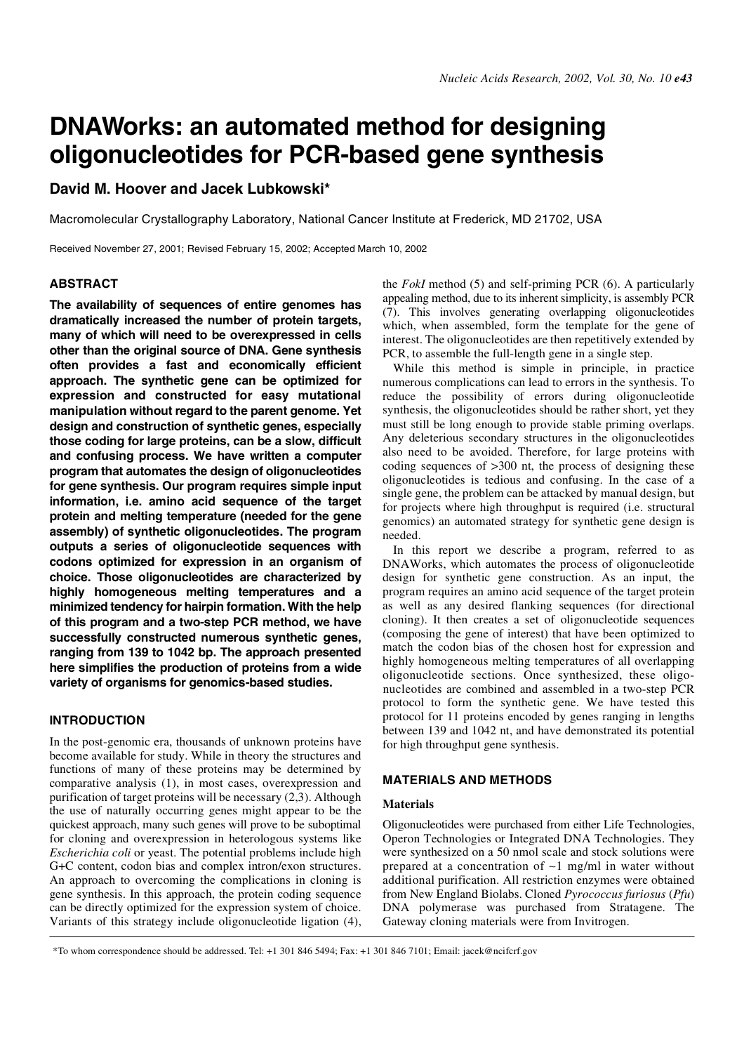# DNAWorks: an automated method for designing oligonucleotides for PCR-based gene synthesis

**David M. Hoover and Jacek Lubkowski***

Macromolecular Crystallography Laboratory, National Cancer Institute at Frederick, MD 21702, USA

Received November 27, 2001; Revised February 15, 2002; Accepted March 10, 2002

## ABSTRACT

**The availability of sequences of entire genomes has dramatically increased the number of protein targets, many of which will need to be overexpressed in cells other than the original source of DNA. Gene synthesis often provides a fast and economically efficient approach. The synthetic gene can be optimized for expression and constructed for easy mutational manipulation without regard to the parent genome. Yet design and construction of synthetic genes, especially those coding for large proteins, can be a slow, difficult and confusing process. We have written a computer program that automates the design of oligonucleotides for gene synthesis. Our program requires simple input information, i.e. amino acid sequence of the target protein and melting temperature (needed for the gene assembly) of synthetic oligonucleotides. The program outputs a series of oligonucleotide sequences with codons optimized for expression in an organism of choice. Those oligonucleotides are characterized by highly homogeneous melting temperatures and a minimized tendency for hairpin formation. With the help of this program and a two-step PCR method, we have successfully constructed numerous synthetic genes, ranging from 139 to 1042 bp. The approach presented here simplifies the production of proteins from a wide variety of organisms for genomics-based studies.**

## INTRODUCTION

In the post-genomic era, thousands of unknown proteins have become available for study. While in theory the structures and functions of many of these proteins may be determined by comparative analysis (1), in most cases, overexpression and purification of target proteins will be necessary (2,3). Although the use of naturally occurring genes might appear to be the quickest approach, many such genes will prove to be suboptimal for cloning and overexpression in heterologous systems like *Escherichia coli* or yeast. The potential problems include high G+C content, codon bias and complex intron/exon structures. An approach to overcoming the complications in cloning is gene synthesis. In this approach, the protein coding sequence can be directly optimized for the expression system of choice. Variants of this strategy include oligonucleotide ligation (4), the *FokI* method (5) and self-priming PCR (6). A particularly appealing method, due to its inherent simplicity, is assembly PCR (7). This involves generating overlapping oligonucleotides which, when assembled, form the template for the gene of interest. The oligonucleotides are then repetitively extended by PCR, to assemble the full-length gene in a single step.

While this method is simple in principle, in practice numerous complications can lead to errors in the synthesis. To reduce the possibility of errors during oligonucleotide synthesis, the oligonucleotides should be rather short, yet they must still be long enough to provide stable priming overlaps. Any deleterious secondary structures in the oligonucleotides also need to be avoided. Therefore, for large proteins with coding sequences of >300 nt, the process of designing these oligonucleotides is tedious and confusing. In the case of a single gene, the problem can be attacked by manual design, but for projects where high throughput is required (i.e. structural genomics) an automated strategy for synthetic gene design is needed.

In this report we describe a program, referred to as DNAWorks, which automates the process of oligonucleotide design for synthetic gene construction. As an input, the program requires an amino acid sequence of the target protein as well as any desired flanking sequences (for directional cloning). It then creates a set of oligonucleotide sequences (composing the gene of interest) that have been optimized to match the codon bias of the chosen host for expression and highly homogeneous melting temperatures of all overlapping oligonucleotide sections. Once synthesized, these oligonucleotides are combined and assembled in a two-step PCR protocol to form the synthetic gene. We have tested this protocol for 11 proteins encoded by genes ranging in lengths between 139 and 1042 nt, and have demonstrated its potential for high throughput gene synthesis.

## MATERIALS AND METHODS

### Materials

Oligonucleotides were purchased from either Life Technologies, Operon Technologies or Integrated DNA Technologies. They were synthesized on a 50 nmol scale and stock solutions were prepared at a concentration of ~1 mg/ml in water without additional purification. All restriction enzymes were obtained from New England Biolabs. Cloned *Pyrococcus furiosus* (*Pfu*) DNA polymerase was purchased from Stratagene. The Gateway cloning materials were from Invitrogen.

*To whom correspondence should be addressed. Tel: +1 301 846 5494; Fax: +1 301 846 7101; Email: jacek@ncifcrf.gov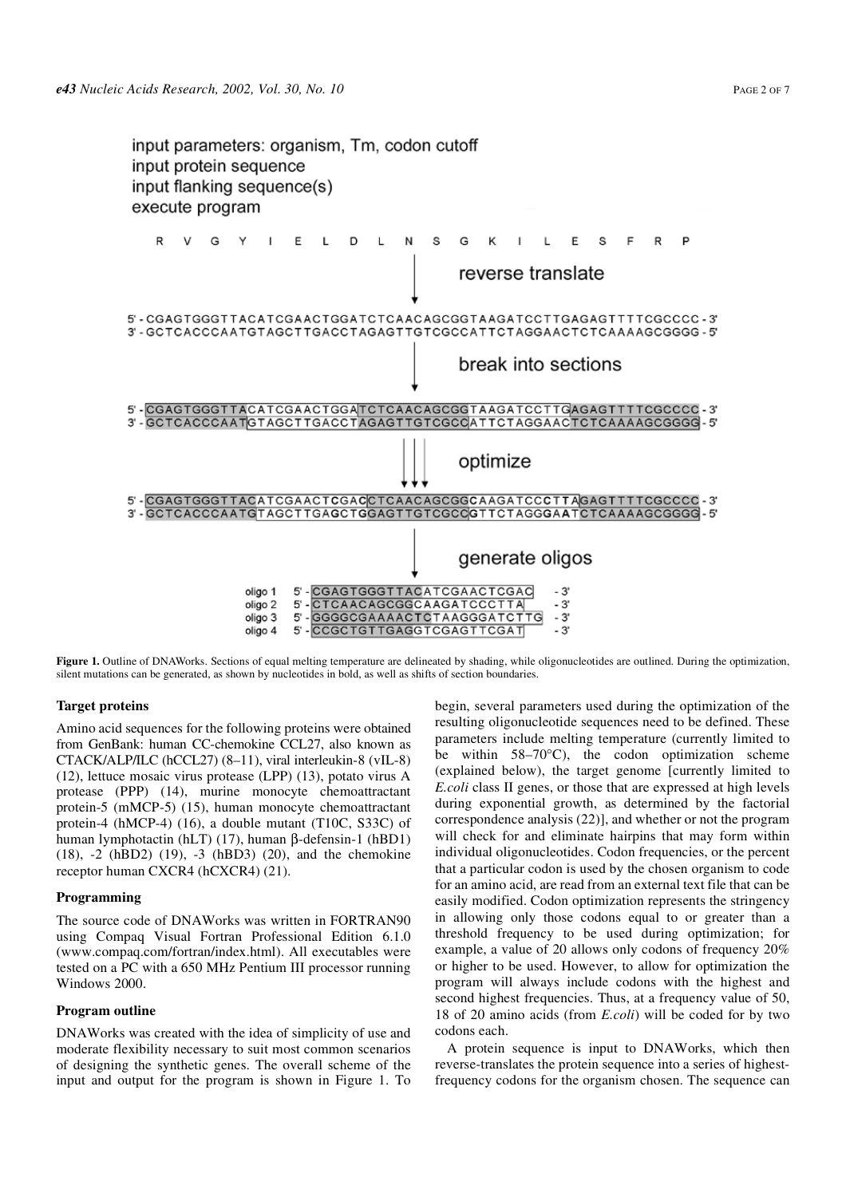input parameters: organism, Tm, codon cutoff
input protein sequence
input flanking sequence(s)
execute program

R V G Y I E L D L N S G K I L E S F R P

reverse translate

5' - CGAGTGGGTTACATCGAACTGGATCTCAACAGCGGTAAGATCCTTGAGAGTTTTCGCCCC - 3'
3' - GCTCACCCAATGTAGCTTGACCTAGAGTTGTCGCCATTCTAGGAACTCTCAAAAGCGGGG - 5'

break into sections

5' - CGAGTGGGTTACATCGAACTGGATCTCAACAGCGGTAAGATCCTTGAGAGTTTTCGCCCC - 3'
3' - GCTCACCCAATGTAGCTTGACCTAGAGTTGTCGCCATTCTAGGAACTCTCAAAAGCGGGG - 5'

optimize

5' - CGAGTGGGTTACATCGAACTCGACCTCAACAGCGGCAAGATCCCTTAGAGTTTTCGCCCC - 3'
3' - GCTCACCCAATGTAGCTTGAGCTGGAGTTGTCGCCGTTCTAGGGAATCTCAAAAGCGGGG - 5'

generate oligos

oligo 1 5' - CGAGTGGGTTACATCGAACTCGAC - 3'
oligo 2 5' - CTCAACAGCGGCAAGATCCCTTA - 3'
oligo 3 5' - GGGGCGAAAACTCTAAGGGATCTTG - 3'
oligo 4 5' - CCGCTGTTGAGGTCGAGTTCGAT - 3'

**Figure 1.** Outline of DNAWorks. Sections of equal melting temperature are delineated by shading, while oligonucleotides are outlined. During the optimization, silent mutations can be generated, as shown by nucleotides in bold, as well as shifts of section boundaries.

### Target proteins

Amino acid sequences for the following proteins were obtained from GenBank: human CC-chemokine CCL27, also known as CTACK/ALP/ILC (hCCL27) (8–11), viral interleukin-8 (vIL-8) (12), lettuce mosaic virus protease (LPP) (13), potato virus A protease (PPP) (14), murine monocyte chemoattractant protein-5 (mMCP-5) (15), human monocyte chemoattractant protein-4 (hMCP-4) (16), a double mutant (T10C, S33C) of human lymphotactin (hLT) (17), human β-defensin-1 (hBD1) (18), -2 (hBD2) (19), -3 (hBD3) (20), and the chemokine receptor human CXCR4 (hCXCR4) (21).

### Programming

The source code of DNAWorks was written in FORTRAN90 using Compaq Visual Fortran Professional Edition 6.1.0 (www.compaq.com/fortran/index.html). All executables were tested on a PC with a 650 MHz Pentium III processor running Windows 2000.

### Program outline

DNAWorks was created with the idea of simplicity of use and moderate flexibility necessary to suit most common scenarios of designing the synthetic genes. The overall scheme of the input and output for the program is shown in Figure 1. To begin, several parameters used during the optimization of the resulting oligonucleotide sequences need to be defined. These parameters include melting temperature (currently limited to be within 58–70°C), the codon optimization scheme (explained below), the target genome [currently limited to *E.coli* class II genes, or those that are expressed at high levels during exponential growth, as determined by the factorial correspondence analysis (22)], and whether or not the program will check for and eliminate hairpins that may form within individual oligonucleotides. Codon frequencies, or the percent that a particular codon is used by the chosen organism to code for an amino acid, are read from an external text file that can be easily modified. Codon optimization represents the stringency in allowing only those codons equal to or greater than a threshold frequency to be used during optimization; for example, a value of 20 allows only codons of frequency 20% or higher to be used. However, to allow for optimization the program will always include codons with the highest and second highest frequencies. Thus, at a frequency value of 50, 18 of 20 amino acids (from *E.coli*) will be coded for by two codons each.

A protein sequence is input to DNAWorks, which then reverse-translates the protein sequence into a series of highest-frequency codons for the organism chosen. The sequence can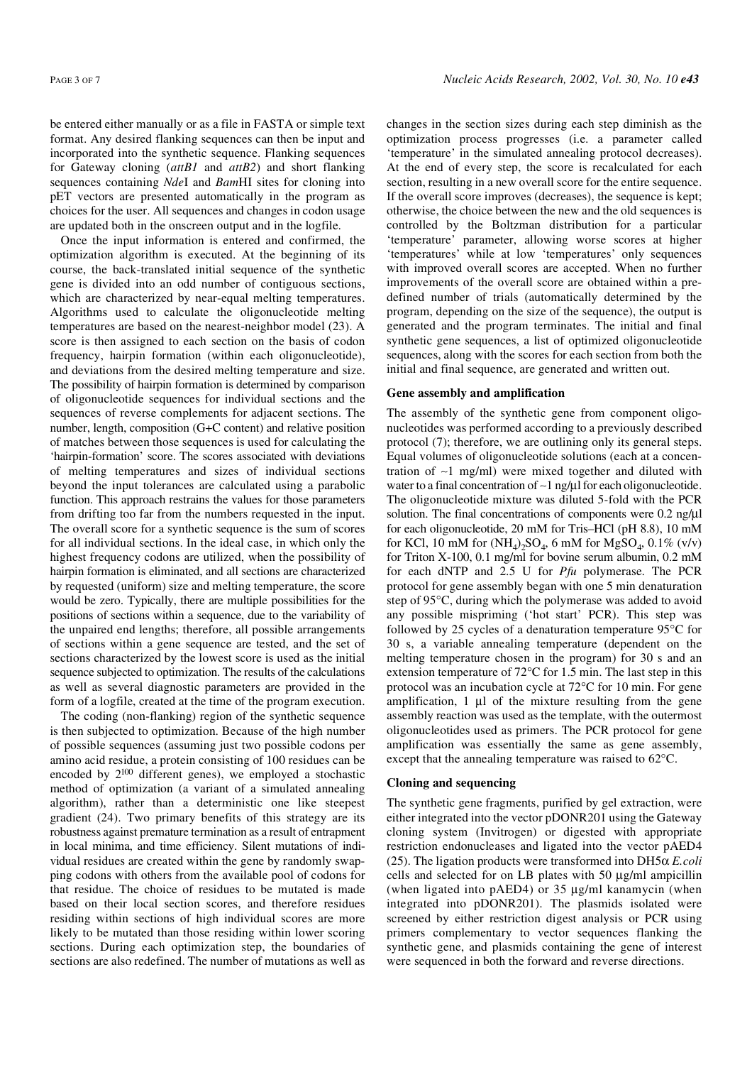be entered either manually or as a file in FASTA or simple text format. Any desired flanking sequences can then be input and incorporated into the synthetic sequence. Flanking sequences for Gateway cloning (*attB1* and *attB2*) and short flanking sequences containing *Nde*I and *Bam*HI sites for cloning into pET vectors are presented automatically in the program as choices for the user. All sequences and changes in codon usage are updated both in the onscreen output and in the logfile.

Once the input information is entered and confirmed, the optimization algorithm is executed. At the beginning of its course, the back-translated initial sequence of the synthetic gene is divided into an odd number of contiguous sections, which are characterized by near-equal melting temperatures. Algorithms used to calculate the oligonucleotide melting temperatures are based on the nearest-neighbor model (23). A score is then assigned to each section on the basis of codon frequency, hairpin formation (within each oligonucleotide), and deviations from the desired melting temperature and size. The possibility of hairpin formation is determined by comparison of oligonucleotide sequences for individual sections and the sequences of reverse complements for adjacent sections. The number, length, composition (G+C content) and relative position of matches between those sequences is used for calculating the 'hairpin-formation' score. The scores associated with deviations of melting temperatures and sizes of individual sections beyond the input tolerances are calculated using a parabolic function. This approach restrains the values for those parameters from drifting too far from the numbers requested in the input. The overall score for a synthetic sequence is the sum of scores for all individual sections. In the ideal case, in which only the highest frequency codons are utilized, when the possibility of hairpin formation is eliminated, and all sections are characterized by requested (uniform) size and melting temperature, the score would be zero. Typically, there are multiple possibilities for the positions of sections within a sequence, due to the variability of the unpaired end lengths; therefore, all possible arrangements of sections within a gene sequence are tested, and the set of sections characterized by the lowest score is used as the initial sequence subjected to optimization. The results of the calculations as well as several diagnostic parameters are provided in the form of a logfile, created at the time of the program execution.

The coding (non-flanking) region of the synthetic sequence is then subjected to optimization. Because of the high number of possible sequences (assuming just two possible codons per amino acid residue, a protein consisting of 100 residues can be encoded by $2^{100}$ different genes), we employed a stochastic method of optimization (a variant of a simulated annealing algorithm), rather than a deterministic one like steepest gradient (24). Two primary benefits of this strategy are its robustness against premature termination as a result of entrapment in local minima, and time efficiency. Silent mutations of individual residues are created within the gene by randomly swapping codons with others from the available pool of codons for that residue. The choice of residues to be mutated is made based on their local section scores, and therefore residues residing within sections of high individual scores are more likely to be mutated than those residing within lower scoring sections. During each optimization step, the boundaries of sections are also redefined. The number of mutations as well as changes in the section sizes during each step diminish as the optimization process progresses (i.e. a parameter called 'temperature' in the simulated annealing protocol decreases). At the end of every step, the score is recalculated for each section, resulting in a new overall score for the entire sequence. If the overall score improves (decreases), the sequence is kept; otherwise, the choice between the new and the old sequences is controlled by the Boltzman distribution for a particular 'temperature' parameter, allowing worse scores at higher 'temperatures' while at low 'temperatures' only sequences with improved overall scores are accepted. When no further improvements of the overall score are obtained within a predefined number of trials (automatically determined by the program, depending on the size of the sequence), the output is generated and the program terminates. The initial and final synthetic gene sequences, a list of optimized oligonucleotide sequences, along with the scores for each section from both the initial and final sequence, are generated and written out.

### Gene assembly and amplification

The assembly of the synthetic gene from component oligonucleotides was performed according to a previously described protocol (7); therefore, we are outlining only its general steps. Equal volumes of oligonucleotide solutions (each at a concentration of ~1 mg/ml) were mixed together and diluted with water to a final concentration of ~1 ng/µl for each oligonucleotide. The oligonucleotide mixture was diluted 5-fold with the PCR solution. The final concentrations of components were 0.2 ng/µl for each oligonucleotide, 20 mM for Tris–HCl (pH 8.8), 10 mM for KCl, 10 mM for $(NH_4)_2SO_4$, 6 mM for $MgSO_4$, 0.1% (v/v) for Triton X-100, 0.1 mg/ml for bovine serum albumin, 0.2 mM for each dNTP and 2.5 U for *Pfu* polymerase. The PCR protocol for gene assembly began with one 5 min denaturation step of 95°C, during which the polymerase was added to avoid any possible mispriming ('hot start' PCR). This step was followed by 25 cycles of a denaturation temperature 95°C for 30 s, a variable annealing temperature (dependent on the melting temperature chosen in the program) for 30 s and an extension temperature of 72°C for 1.5 min. The last step in this protocol was an incubation cycle at 72°C for 10 min. For gene amplification, 1 µl of the mixture resulting from the gene assembly reaction was used as the template, with the outermost oligonucleotides used as primers. The PCR protocol for gene amplification was essentially the same as gene assembly, except that the annealing temperature was raised to 62°C.

### Cloning and sequencing

The synthetic gene fragments, purified by gel extraction, were either integrated into the vector pDONR201 using the Gateway cloning system (Invitrogen) or digested with appropriate restriction endonucleases and ligated into the vector pAED4 (25). The ligation products were transformed into DH5α *E.coli* cells and selected for on LB plates with 50 µg/ml ampicillin (when ligated into pAED4) or 35 µg/ml kanamycin (when integrated into pDONR201). The plasmids isolated were screened by either restriction digest analysis or PCR using primers complementary to vector sequences flanking the synthetic gene, and plasmids containing the gene of interest were sequenced in both the forward and reverse directions.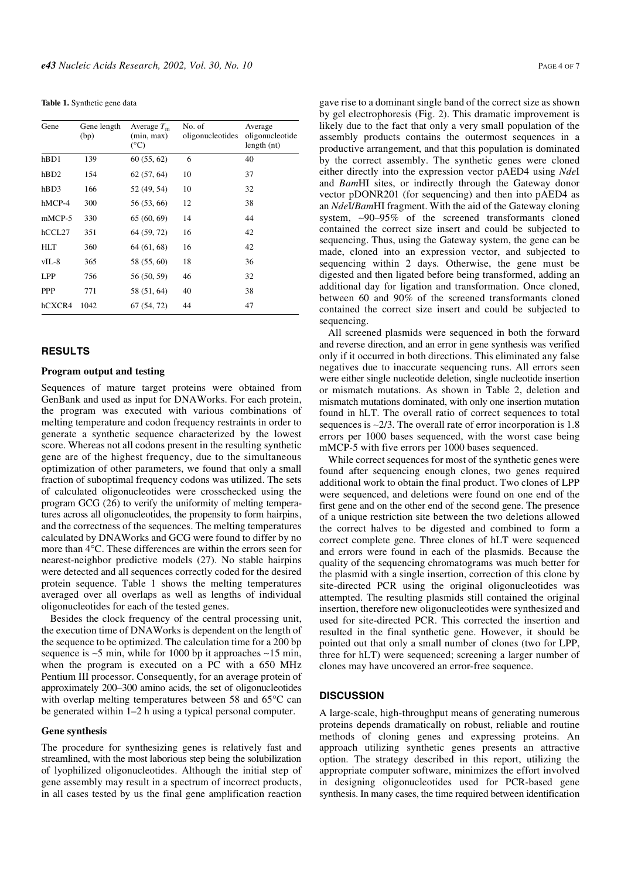**Table 1.** Synthetic gene data

| Gene | Gene length (bp) | Average $T_m$ (min, max) (°C) | No. of oligonucleotides | Average oligonucleotide length (nt) |
|---|---|---|---|---|
| hBD1 | 139 | 60 (55, 62) | 6 | 40 |
| hBD2 | 154 | 62 (57, 64) | 10 | 37 |
| hBD3 | 166 | 52 (49, 54) | 10 | 32 |
| hMCP-4 | 300 | 56 (53, 66) | 12 | 38 |
| mMCP-5 | 330 | 65 (60, 69) | 14 | 44 |
| hCCL27 | 351 | 64 (59, 72) | 16 | 42 |
| HLT | 360 | 64 (61, 68) | 16 | 42 |
| vIL-8 | 365 | 58 (55, 60) | 18 | 36 |
| LPP | 756 | 56 (50, 59) | 46 | 32 |
| PPP | 771 | 58 (51, 64) | 40 | 38 |
| hCXCR4 | 1042 | 67 (54, 72) | 44 | 47 |

## RESULTS

### Program output and testing

Sequences of mature target proteins were obtained from GenBank and used as input for DNAWorks. For each protein, the program was executed with various combinations of melting temperature and codon frequency restraints in order to generate a synthetic sequence characterized by the lowest score. Whereas not all codons present in the resulting synthetic gene are of the highest frequency, due to the simultaneous optimization of other parameters, we found that only a small fraction of suboptimal frequency codons was utilized. The sets of calculated oligonucleotides were crosschecked using the program GCG (26) to verify the uniformity of melting temperatures across all oligonucleotides, the propensity to form hairpins, and the correctness of the sequences. The melting temperatures calculated by DNAWorks and GCG were found to differ by no more than 4°C. These differences are within the errors seen for nearest-neighbor predictive models (27). No stable hairpins were detected and all sequences correctly coded for the desired protein sequence. Table 1 shows the melting temperatures averaged over all overlaps as well as lengths of individual oligonucleotides for each of the tested genes.

Besides the clock frequency of the central processing unit, the execution time of DNAWorks is dependent on the length of the sequence to be optimized. The calculation time for a 200 bp sequence is ~5 min, while for 1000 bp it approaches ~15 min, when the program is executed on a PC with a 650 MHz Pentium III processor. Consequently, for an average protein of approximately 200–300 amino acids, the set of oligonucleotides with overlap melting temperatures between 58 and 65°C can be generated within 1–2 h using a typical personal computer.

### Gene synthesis

The procedure for synthesizing genes is relatively fast and streamlined, with the most laborious step being the solubilization of lyophilized oligonucleotides. Although the initial step of gene assembly may result in a spectrum of incorrect products, in all cases tested by us the final gene amplification reaction gave rise to a dominant single band of the correct size as shown by gel electrophoresis (Fig. 2). This dramatic improvement is likely due to the fact that only a very small population of the assembly products contains the outermost sequences in a productive arrangement, and that this population is dominated by the correct assembly. The synthetic genes were cloned either directly into the expression vector pAED4 using *Nde*I and *Bam*HI sites, or indirectly through the Gateway donor vector pDONR201 (for sequencing) and then into pAED4 as an *Nde*I/*Bam*HI fragment. With the aid of the Gateway cloning system, ~90–95% of the screened transformants cloned contained the correct size insert and could be subjected to sequencing. Thus, using the Gateway system, the gene can be made, cloned into an expression vector, and subjected to sequencing within 2 days. Otherwise, the gene must be digested and then ligated before being transformed, adding an additional day for ligation and transformation. Once cloned, between 60 and 90% of the screened transformants cloned contained the correct size insert and could be subjected to sequencing.

All screened plasmids were sequenced in both the forward and reverse direction, and an error in gene synthesis was verified only if it occurred in both directions. This eliminated any false negatives due to inaccurate sequencing runs. All errors seen were either single nucleotide deletion, single nucleotide insertion or mismatch mutations. As shown in Table 2, deletion and mismatch mutations dominated, with only one insertion mutation found in hLT. The overall ratio of correct sequences to total sequences is ~2/3. The overall rate of error incorporation is 1.8 errors per 1000 bases sequenced, with the worst case being mMCP-5 with five errors per 1000 bases sequenced.

While correct sequences for most of the synthetic genes were found after sequencing enough clones, two genes required additional work to obtain the final product. Two clones of LPP were sequenced, and deletions were found on one end of the first gene and on the other end of the second gene. The presence of a unique restriction site between the two deletions allowed the correct halves to be digested and combined to form a correct complete gene. Three clones of hLT were sequenced and errors were found in each of the plasmids. Because the quality of the sequencing chromatograms was much better for the plasmid with a single insertion, correction of this clone by site-directed PCR using the original oligonucleotides was attempted. The resulting plasmids still contained the original insertion, therefore new oligonucleotides were synthesized and used for site-directed PCR. This corrected the insertion and resulted in the final synthetic gene. However, it should be pointed out that only a small number of clones (two for LPP, three for hLT) were sequenced; screening a larger number of clones may have uncovered an error-free sequence.

## DISCUSSION

A large-scale, high-throughput means of generating numerous proteins depends dramatically on robust, reliable and routine methods of cloning genes and expressing proteins. An approach utilizing synthetic genes presents an attractive option. The strategy described in this report, utilizing the appropriate computer software, minimizes the effort involved in designing oligonucleotides used for PCR-based gene synthesis. In many cases, the time required between identification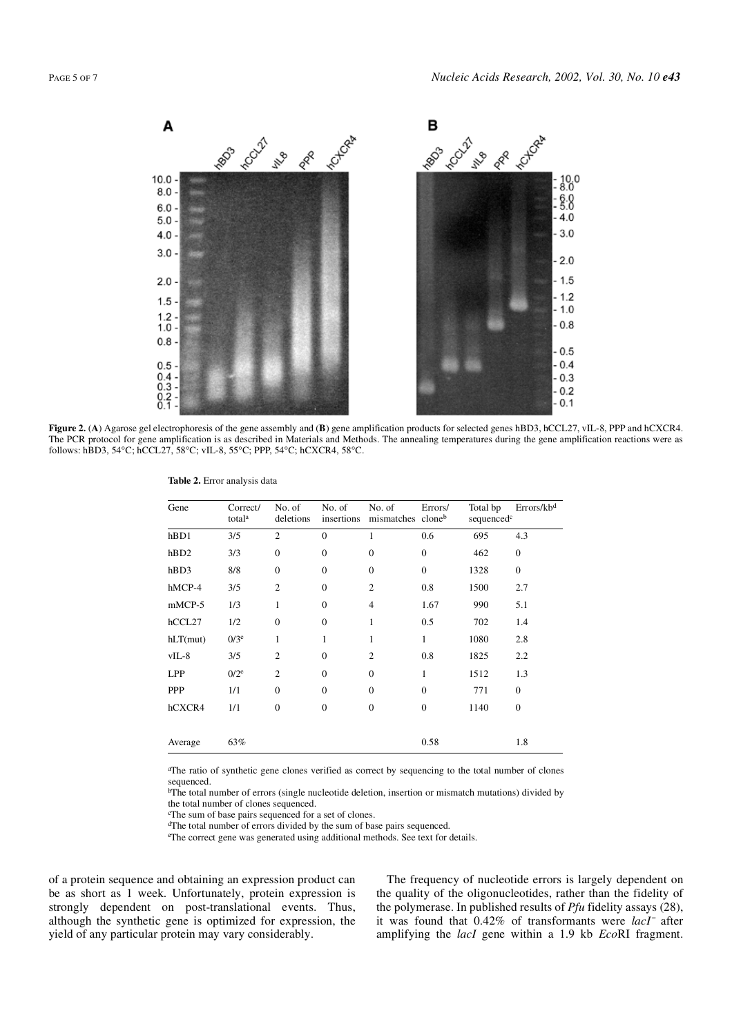**Figure 2.** (**A**) Agarose gel electrophoresis of the gene assembly and (**B**) gene amplification products for selected genes hBD3, hCCL27, vIL-8, PPP and hCXCR4. The PCR protocol for gene amplification is as described in Materials and Methods. The annealing temperatures during the gene amplification reactions were as follows: hBD3, 54°C; hCCL27, 58°C; vIL-8, 55°C; PPP, 54°C; hCXCR4, 58°C.

**Table 2.** Error analysis data

| Gene | Correct/ total[a] | No. of deletions | No. of insertions | No. of mismatches | Errors/ clone[b] | Total bp sequenced[c] | Errors/kb[d] |
|---|---|---|---|---|---|---|---|
| hBD1 | 3/5 | 2 | 0 | 1 | 0.6 | 695 | 4.3 |
| hBD2 | 3/3 | 0 | 0 | 0 | 0 | 462 | 0 |
| hBD3 | 8/8 | 0 | 0 | 0 | 0 | 1328 | 0 |
| hMCP-4 | 3/5 | 2 | 0 | 2 | 0.8 | 1500 | 2.7 |
| mMCP-5 | 1/3 | 1 | 0 | 4 | 1.67 | 990 | 5.1 |
| hCCL27 | 1/2 | 0 | 0 | 1 | 0.5 | 702 | 1.4 |
| hLT(mut) | 0/3[e] | 1 | 1 | 1 | 1 | 1080 | 2.8 |
| vIL-8 | 3/5 | 2 | 0 | 2 | 0.8 | 1825 | 2.2 |
| LPP | 0/2[e] | 2 | 0 | 0 | 1 | 1512 | 1.3 |
| PPP | 1/1 | 0 | 0 | 0 | 0 | 771 | 0 |
| hCXCR4 | 1/1 | 0 | 0 | 0 | 0 | 1140 | 0 |
| Average | 63% | | | | 0.58 | | 1.8 |

[a]The ratio of synthetic gene clones verified as correct by sequencing to the total number of clones sequenced.
[b]The total number of errors (single nucleotide deletion, insertion or mismatch mutations) divided by the total number of clones sequenced.
[c]The sum of base pairs sequenced for a set of clones.
[d]The total number of errors divided by the sum of base pairs sequenced.
[e]The correct gene was generated using additional methods. See text for details.

of a protein sequence and obtaining an expression product can be as short as 1 week. Unfortunately, protein expression is strongly dependent on post-translational events. Thus, although the synthetic gene is optimized for expression, the yield of any particular protein may vary considerably.

The frequency of nucleotide errors is largely dependent on the quality of the oligonucleotides, rather than the fidelity of the polymerase. In published results of *Pfu* fidelity assays (28), it was found that 0.42% of transformants were *lacI*$^-$ after amplifying the *lacI* gene within a 1.9 kb *Eco*RI fragment.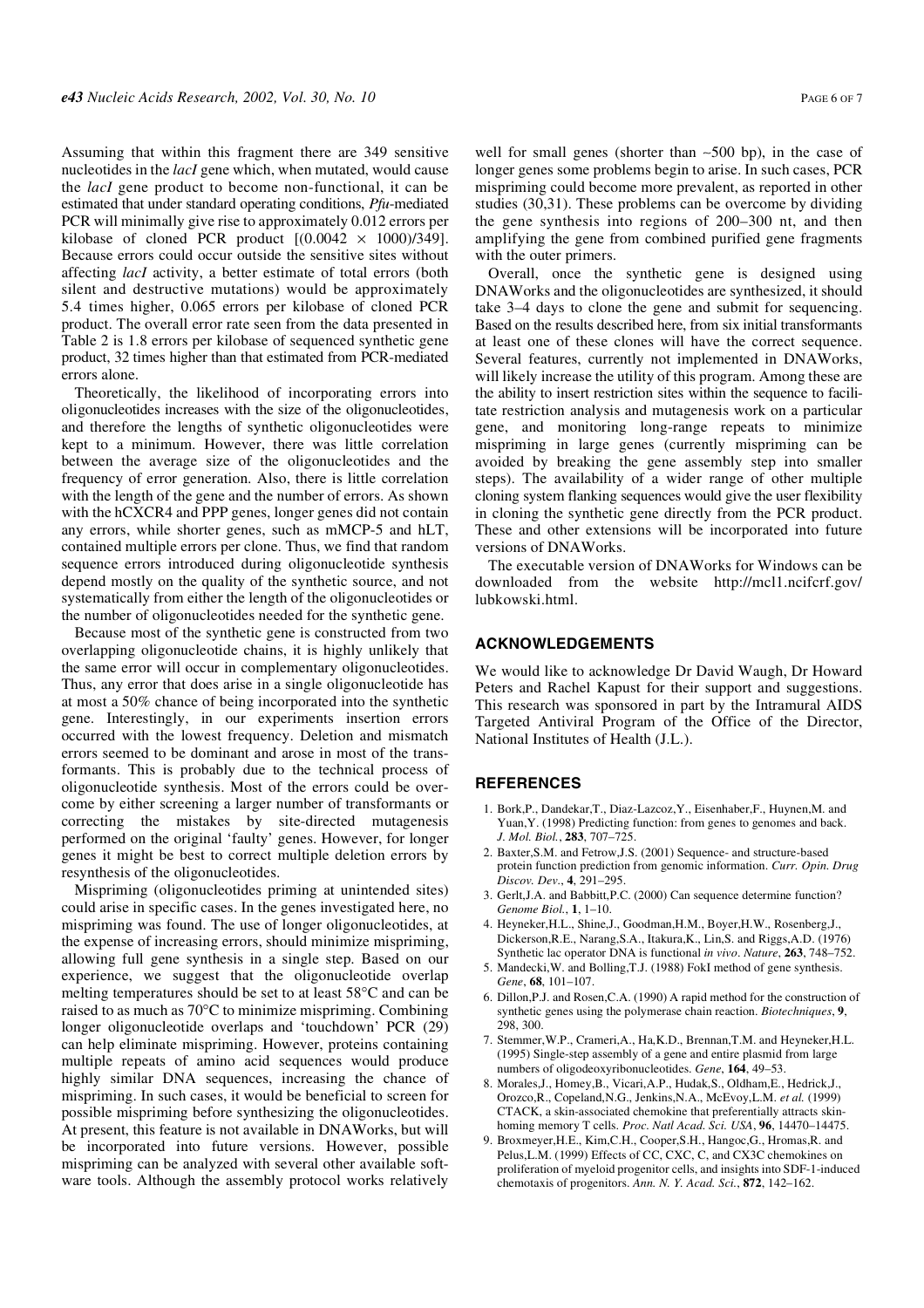Assuming that within this fragment there are 349 sensitive nucleotides in the *lacI* gene which, when mutated, would cause the *lacI* gene product to become non-functional, it can be estimated that under standard operating conditions, *Pfu*-mediated PCR will minimally give rise to approximately 0.012 errors per kilobase of cloned PCR product [$(0.0042 \times 1000)/349$]. Because errors could occur outside the sensitive sites without affecting *lacI* activity, a better estimate of total errors (both silent and destructive mutations) would be approximately 5.4 times higher, 0.065 errors per kilobase of cloned PCR product. The overall error rate seen from the data presented in Table 2 is 1.8 errors per kilobase of sequenced synthetic gene product, 32 times higher than that estimated from PCR-mediated errors alone.

Theoretically, the likelihood of incorporating errors into oligonucleotides increases with the size of the oligonucleotides, and therefore the lengths of synthetic oligonucleotides were kept to a minimum. However, there was little correlation between the average size of the oligonucleotides and the frequency of error generation. Also, there is little correlation with the length of the gene and the number of errors. As shown with the hCXCR4 and PPP genes, longer genes did not contain any errors, while shorter genes, such as mMCP-5 and hLT, contained multiple errors per clone. Thus, we find that random sequence errors introduced during oligonucleotide synthesis depend mostly on the quality of the synthetic source, and not systematically from either the length of the oligonucleotides or the number of oligonucleotides needed for the synthetic gene.

Because most of the synthetic gene is constructed from two overlapping oligonucleotide chains, it is highly unlikely that the same error will occur in complementary oligonucleotides. Thus, any error that does arise in a single oligonucleotide has at most a 50% chance of being incorporated into the synthetic gene. Interestingly, in our experiments insertion errors occurred with the lowest frequency. Deletion and mismatch errors seemed to be dominant and arose in most of the transformants. This is probably due to the technical process of oligonucleotide synthesis. Most of the errors could be overcome by either screening a larger number of transformants or correcting the mistakes by site-directed mutagenesis performed on the original 'faulty' genes. However, for longer genes it might be best to correct multiple deletion errors by resynthesis of the oligonucleotides.

Mispriming (oligonucleotides priming at unintended sites) could arise in specific cases. In the genes investigated here, no mispriming was found. The use of longer oligonucleotides, at the expense of increasing errors, should minimize mispriming, allowing full gene synthesis in a single step. Based on our experience, we suggest that the oligonucleotide overlap melting temperatures should be set to at least 58°C and can be raised to as much as 70°C to minimize mispriming. Combining longer oligonucleotide overlaps and 'touchdown' PCR (29) can help eliminate mispriming. However, proteins containing multiple repeats of amino acid sequences would produce highly similar DNA sequences, increasing the chance of mispriming. In such cases, it would be beneficial to screen for possible mispriming before synthesizing the oligonucleotides. At present, this feature is not available in DNAWorks, but will be incorporated into future versions. However, possible mispriming can be analyzed with several other available software tools. Although the assembly protocol works relatively well for small genes (shorter than ~500 bp), in the case of longer genes some problems begin to arise. In such cases, PCR mispriming could become more prevalent, as reported in other studies (30,31). These problems can be overcome by dividing the gene synthesis into regions of 200–300 nt, and then amplifying the gene from combined purified gene fragments with the outer primers.

Overall, once the synthetic gene is designed using DNAWorks and the oligonucleotides are synthesized, it should take 3–4 days to clone the gene and submit for sequencing. Based on the results described here, from six initial transformants at least one of these clones will have the correct sequence. Several features, currently not implemented in DNAWorks, will likely increase the utility of this program. Among these are the ability to insert restriction sites within the sequence to facilitate restriction analysis and mutagenesis work on a particular gene, and monitoring long-range repeats to minimize mispriming in large genes (currently mispriming can be avoided by breaking the gene assembly step into smaller steps). The availability of a wider range of other multiple cloning system flanking sequences would give the user flexibility in cloning the synthetic gene directly from the PCR product. These and other extensions will be incorporated into future versions of DNAWorks.

The executable version of DNAWorks for Windows can be downloaded from the website http://mcl1.ncifcrf.gov/lubkowski.html.

## ACKNOWLEDGEMENTS

We would like to acknowledge Dr David Waugh, Dr Howard Peters and Rachel Kapust for their support and suggestions. This research was sponsored in part by the Intramural AIDS Targeted Antiviral Program of the Office of the Director, National Institutes of Health (J.L.).

## REFERENCES

1. Bork,P., Dandekar,T., Diaz-Lazcoz,Y., Eisenhaber,F., Huynen,M. and Yuan,Y. (1998) Predicting function: from genes to genomes and back. *J. Mol. Biol.*, **283**, 707–725.
2. Baxter,S.M. and Fetrow,J.S. (2001) Sequence- and structure-based protein function prediction from genomic information. *Curr. Opin. Drug Discov. Dev.*, **4**, 291–295.
3. Gerlt,J.A. and Babbitt,P.C. (2000) Can sequence determine function? *Genome Biol.*, **1**, 1–10.
4. Heyneker,H.L., Shine,J., Goodman,H.M., Boyer,H.W., Rosenberg,J., Dickerson,R.E., Narang,S.A., Itakura,K., Lin,S. and Riggs,A.D. (1976) Synthetic lac operator DNA is functional *in vivo*. *Nature*, **263**, 748–752.
5. Mandecki,W. and Bolling,T.J. (1988) FokI method of gene synthesis. *Gene*, **68**, 101–107.
6. Dillon,P.J. and Rosen,C.A. (1990) A rapid method for the construction of synthetic genes using the polymerase chain reaction. *Biotechniques*, **9**, 298, 300.
7. Stemmer,W.P., Crameri,A., Ha,K.D., Brennan,T.M. and Heyneker,H.L. (1995) Single-step assembly of a gene and entire plasmid from large numbers of oligodeoxyribonucleotides. *Gene*, **164**, 49–53.
8. Morales,J., Homey,B., Vicari,A.P., Hudak,S., Oldham,E., Hedrick,J., Orozco,R., Copeland,N.G., Jenkins,N.A., McEvoy,L.M. *et al.* (1999) CTACK, a skin-associated chemokine that preferentially attracts skin-homing memory T cells. *Proc. Natl Acad. Sci. USA*, **96**, 14470–14475.
9. Broxmeyer,H.E., Kim,C.H., Cooper,S.H., Hangoc,G., Hromas,R. and Pelus,L.M. (1999) Effects of CC, CXC, C, and CX3C chemokines on proliferation of myeloid progenitor cells, and insights into SDF-1-induced chemotaxis of progenitors. *Ann. N. Y. Acad. Sci.*, **872**, 142–162.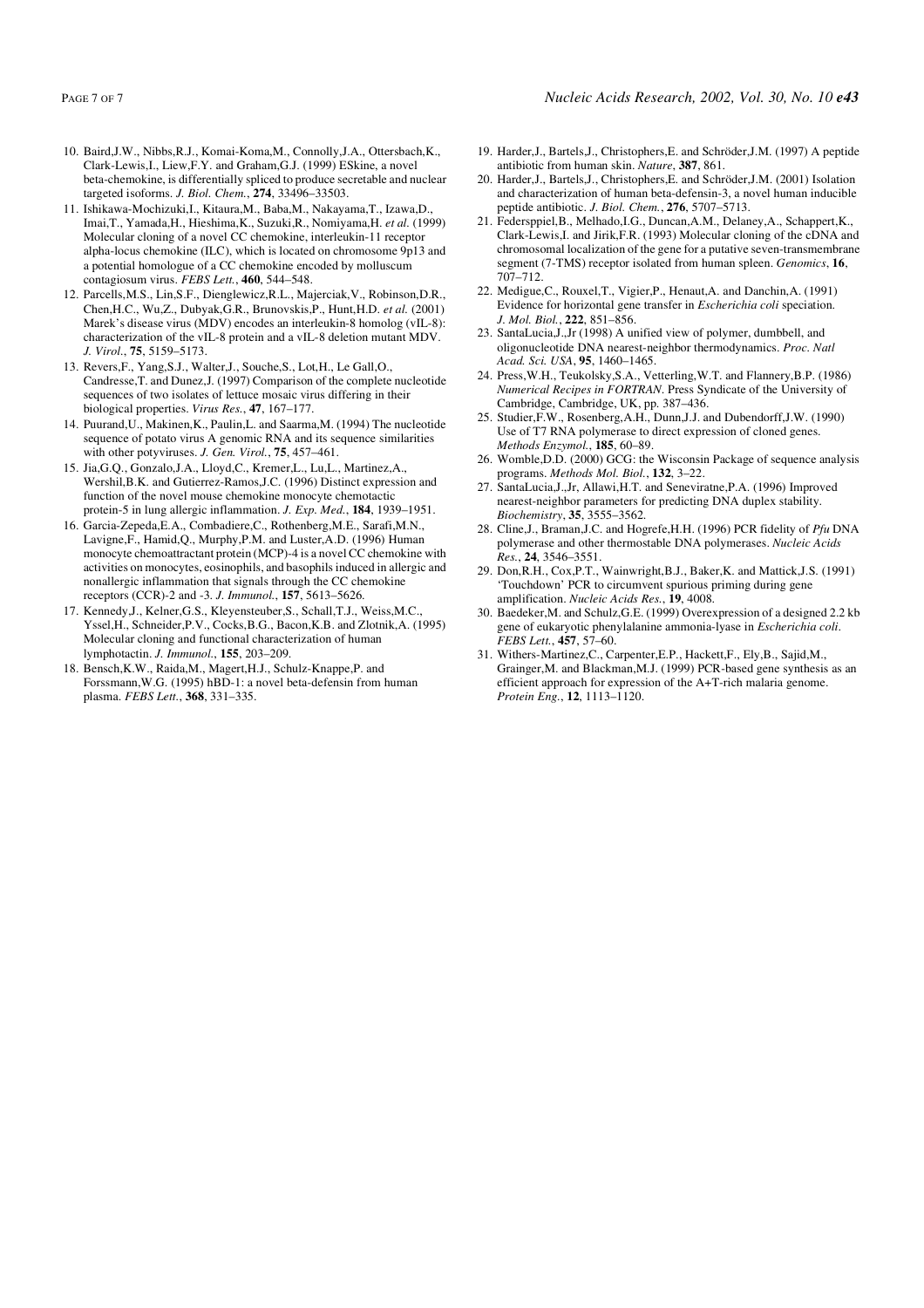10. Baird,J.W., Nibbs,R.J., Komai-Koma,M., Connolly,J.A., Ottersbach,K., Clark-Lewis,I., Liew,F.Y. and Graham,G.J. (1999) ESkine, a novel beta-chemokine, is differentially spliced to produce secretable and nuclear targeted isoforms. *J. Biol. Chem.*, **274**, 33496–33503.
11. Ishikawa-Mochizuki,I., Kitaura,M., Baba,M., Nakayama,T., Izawa,D., Imai,T., Yamada,H., Hieshima,K., Suzuki,R., Nomiyama,H. *et al.* (1999) Molecular cloning of a novel CC chemokine, interleukin-11 receptor alpha-locus chemokine (ILC), which is located on chromosome 9p13 and a potential homologue of a CC chemokine encoded by molluscum contagiosum virus. *FEBS Lett.*, **460**, 544–548.
12. Parcells,M.S., Lin,S.F., Dienglewicz,R.L., Majerciak,V., Robinson,D.R., Chen,H.C., Wu,Z., Dubyak,G.R., Brunovskis,P., Hunt,H.D. *et al.* (2001) Marek's disease virus (MDV) encodes an interleukin-8 homolog (vIL-8): characterization of the vIL-8 protein and a vIL-8 deletion mutant MDV. *J. Virol.*, **75**, 5159–5173.
13. Revers,F., Yang,S.J., Walter,J., Souche,S., Lot,H., Le Gall,O., Candresse,T. and Dunez,J. (1997) Comparison of the complete nucleotide sequences of two isolates of lettuce mosaic virus differing in their biological properties. *Virus Res.*, **47**, 167–177.
14. Puurand,U., Makinen,K., Paulin,L. and Saarma,M. (1994) The nucleotide sequence of potato virus A genomic RNA and its sequence similarities with other potyviruses. *J. Gen. Virol.*, **75**, 457–461.
15. Jia,G.Q., Gonzalo,J.A., Lloyd,C., Kremer,L., Lu,L., Martinez,A., Wershil,B.K. and Gutierrez-Ramos,J.C. (1996) Distinct expression and function of the novel mouse chemokine monocyte chemotactic protein-5 in lung allergic inflammation. *J. Exp. Med.*, **184**, 1939–1951.
16. Garcia-Zepeda,E.A., Combadiere,C., Rothenberg,M.E., Sarafi,M.N., Lavigne,F., Hamid,Q., Murphy,P.M. and Luster,A.D. (1996) Human monocyte chemoattractant protein (MCP)-4 is a novel CC chemokine with activities on monocytes, eosinophils, and basophils induced in allergic and nonallergic inflammation that signals through the CC chemokine receptors (CCR)-2 and -3. *J. Immunol.*, **157**, 5613–5626.
17. Kennedy,J., Kelner,G.S., Kleyensteuber,S., Schall,T.J., Weiss,M.C., Yssel,H., Schneider,P.V., Cocks,B.G., Bacon,K.B. and Zlotnik,A. (1995) Molecular cloning and functional characterization of human lymphotactin. *J. Immunol.*, **155**, 203–209.
18. Bensch,K.W., Raida,M., Magert,H.J., Schulz-Knappe,P. and Forssmann,W.G. (1995) hBD-1: a novel beta-defensin from human plasma. *FEBS Lett.*, **368**, 331–335.
19. Harder,J., Bartels,J., Christophers,E. and Schröder,J.M. (1997) A peptide antibiotic from human skin. *Nature*, **387**, 861.
20. Harder,J., Bartels,J., Christophers,E. and Schröder,J.M. (2001) Isolation and characterization of human beta-defensin-3, a novel human inducible peptide antibiotic. *J. Biol. Chem.*, **276**, 5707–5713.
21. Federsppiel,B., Melhado,I.G., Duncan,A.M., Delaney,A., Schappert,K., Clark-Lewis,I. and Jirik,F.R. (1993) Molecular cloning of the cDNA and chromosomal localization of the gene for a putative seven-transmembrane segment (7-TMS) receptor isolated from human spleen. *Genomics*, **16**, 707–712.
22. Medigue,C., Rouxel,T., Vigier,P., Henaut,A. and Danchin,A. (1991) Evidence for horizontal gene transfer in *Escherichia coli* speciation. *J. Mol. Biol.*, **222**, 851–856.
23. SantaLucia,J.,Jr (1998) A unified view of polymer, dumbbell, and oligonucleotide DNA nearest-neighbor thermodynamics. *Proc. Natl Acad. Sci. USA*, **95**, 1460–1465.
24. Press,W.H., Teukolsky,S.A., Vetterling,W.T. and Flannery,B.P. (1986) *Numerical Recipes in FORTRAN*. Press Syndicate of the University of Cambridge, Cambridge, UK, pp. 387–436.
25. Studier,F.W., Rosenberg,A.H., Dunn,J.J. and Dubendorff,J.W. (1990) Use of T7 RNA polymerase to direct expression of cloned genes. *Methods Enzymol.*, **185**, 60–89.
26. Womble,D.D. (2000) GCG: the Wisconsin Package of sequence analysis programs. *Methods Mol. Biol.*, **132**, 3–22.
27. SantaLucia,J.,Jr, Allawi,H.T. and Seneviratne,P.A. (1996) Improved nearest-neighbor parameters for predicting DNA duplex stability. *Biochemistry*, **35**, 3555–3562.
28. Cline,J., Braman,J.C. and Hogrefe,H.H. (1996) PCR fidelity of *Pfu* DNA polymerase and other thermostable DNA polymerases. *Nucleic Acids Res.*, **24**, 3546–3551.
29. Don,R.H., Cox,P.T., Wainwright,B.J., Baker,K. and Mattick,J.S. (1991) 'Touchdown' PCR to circumvent spurious priming during gene amplification. *Nucleic Acids Res.*, **19**, 4008.
30. Baedeker,M. and Schulz,G.E. (1999) Overexpression of a designed 2.2 kb gene of eukaryotic phenylalanine ammonia-lyase in *Escherichia coli*. *FEBS Lett.*, **457**, 57–60.
31. Withers-Martinez,C., Carpenter,E.P., Hackett,F., Ely,B., Sajid,M., Grainger,M. and Blackman,M.J. (1999) PCR-based gene synthesis as an efficient approach for expression of the A+T-rich malaria genome. *Protein Eng.*, **12**, 1113–1120.